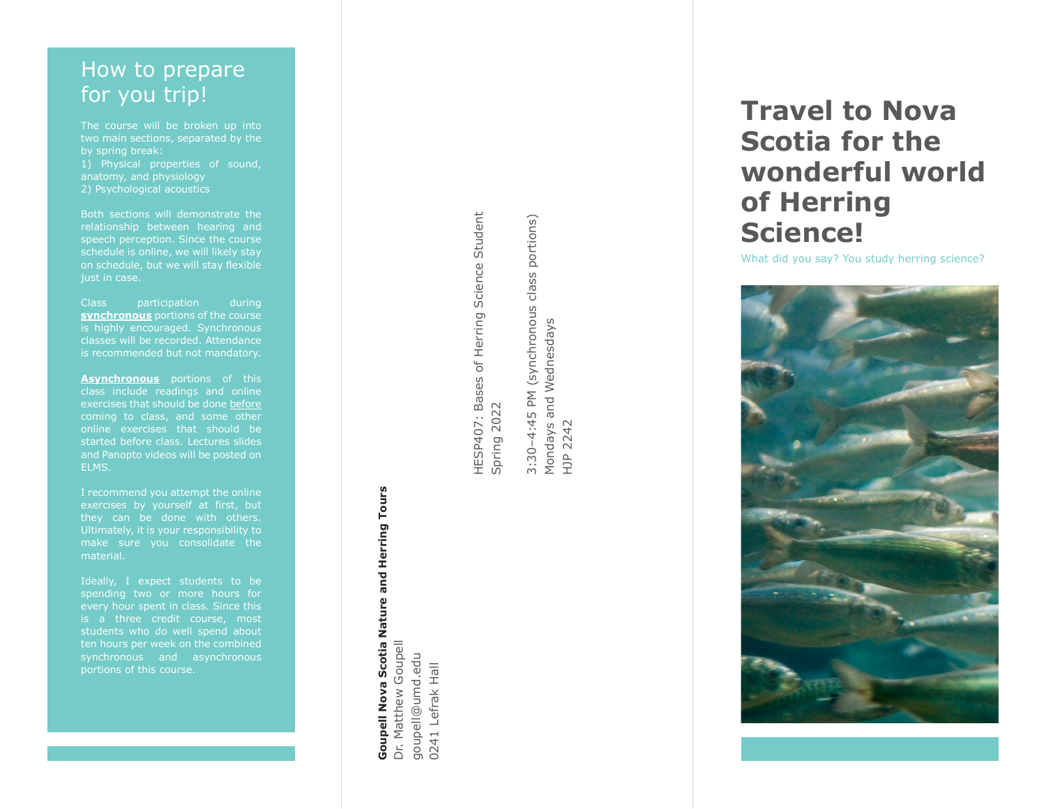## How to prepare for you trip!

The course will be broken up into two main sections, separated by the by spring break:
1) Physical properties of sound, anatomy, and physiology
2) Psychological acoustics

Both sections will demonstrate the relationship between hearing and speech perception. Since the course schedule is online, we will likely stay on schedule, but we will stay flexible just in case.

Class participation during **synchronous** portions of the course is highly encouraged. Synchronous classes will be recorded. Attendance is recommended but not mandatory.

**Asynchronous** portions of this class include readings and online exercises that should be done before coming to class, and some other online exercises that should be started before class. Lectures slides and Panopto videos will be posted on ELMS.

I recommend you attempt the online exercises by yourself at first, but they can be done with others. Ultimately, it is your responsibility to make sure you consolidate the material.

Ideally, I expect students to be spending two or more hours for every hour spent in class. Since this is a three credit course, most students who do well spend about ten hours per week on the combined synchronous and asynchronous portions of this course.

**Goupell Nova Scotia Nature and Herring Tours**
Dr. Matthew Goupell
goupell@umd.edu
0241 Lefrak Hall

HESP407: Bases of Herring Science Student
Spring 2022

3:30–4:45 PM (synchronous class portions)
Mondays and Wednesdays
HJP 2242

# Travel to Nova Scotia for the wonderful world of Herring Science!

What did you say? You study herring science?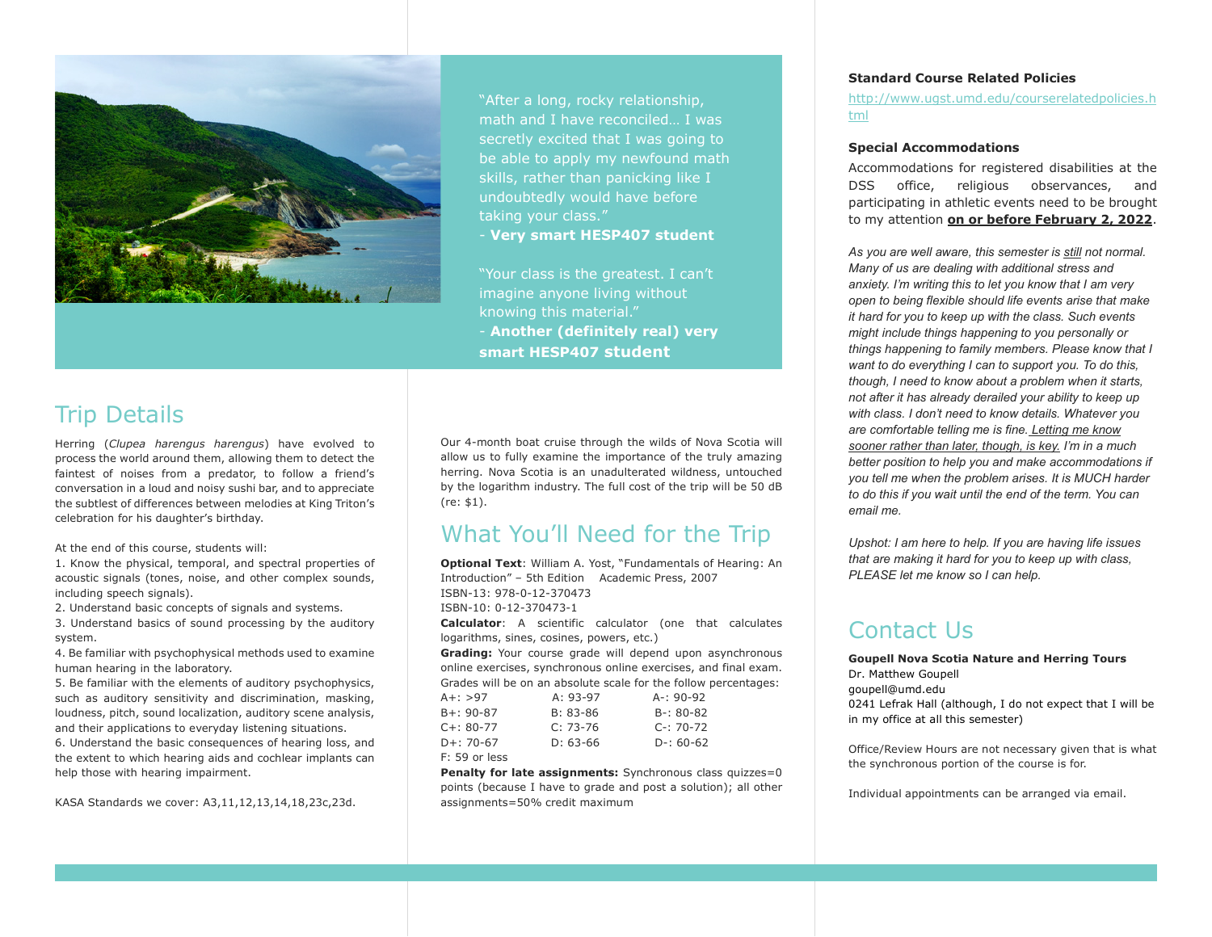"After a long, rocky relationship, math and I have reconciled… I was secretly excited that I was going to be able to apply my newfound math skills, rather than panicking like I undoubtedly would have before taking your class."
- **Very smart HESP407 student**

"Your class is the greatest. I can't imagine anyone living without knowing this material."
- **Another (definitely real) very smart HESP407 student**

## Trip Details

Herring (*Clupea harengus harengus*) have evolved to process the world around them, allowing them to detect the faintest of noises from a predator, to follow a friend's conversation in a loud and noisy sushi bar, and to appreciate the subtlest of differences between melodies at King Triton's celebration for his daughter's birthday.

At the end of this course, students will:
1. Know the physical, temporal, and spectral properties of acoustic signals (tones, noise, and other complex sounds, including speech signals).
2. Understand basic concepts of signals and systems.
3. Understand basics of sound processing by the auditory system.
4. Be familiar with psychophysical methods used to examine human hearing in the laboratory.
5. Be familiar with the elements of auditory psychophysics, such as auditory sensitivity and discrimination, masking, loudness, pitch, sound localization, auditory scene analysis, and their applications to everyday listening situations.
6. Understand the basic consequences of hearing loss, and the extent to which hearing aids and cochlear implants can help those with hearing impairment.

KASA Standards we cover: A3,11,12,13,14,18,23c,23d.

Our 4-month boat cruise through the wilds of Nova Scotia will allow us to fully examine the importance of the truly amazing herring. Nova Scotia is an unadulterated wildness, untouched by the logarithm industry. The full cost of the trip will be 50 dB (re: $1).

## What You'll Need for the Trip

**Optional Text**: William A. Yost, "Fundamentals of Hearing: An Introduction" – 5th Edition    Academic Press, 2007
ISBN-13: 978-0-12-370473
ISBN-10: 0-12-370473-1

**Calculator**: A scientific calculator (one that calculates logarithms, sines, cosines, powers, etc.)

**Grading:** Your course grade will depend upon asynchronous online exercises, synchronous online exercises, and final exam. Grades will be on an absolute scale for the follow percentages:

| | | |
|---|---|---|
| A+: >97 | A: 93-97 | A-: 90-92 |
| B+: 90-87 | B: 83-86 | B-: 80-82 |
| C+: 80-77 | C: 73-76 | C-: 70-72 |
| D+: 70-67 | D: 63-66 | D-: 60-62 |
| F: 59 or less | | |

**Penalty for late assignments:** Synchronous class quizzes=0 points (because I have to grade and post a solution); all other assignments=50% credit maximum

**Standard Course Related Policies**

http://www.ugst.umd.edu/courserelatedpolicies.html

**Special Accommodations**

Accommodations for registered disabilities at the DSS office, religious observances, and participating in athletic events need to be brought to my attention **on or before February 2, 2022**.

*As you are well aware, this semester is still not normal. Many of us are dealing with additional stress and anxiety. I'm writing this to let you know that I am very open to being flexible should life events arise that make it hard for you to keep up with the class. Such events might include things happening to you personally or things happening to family members. Please know that I want to do everything I can to support you. To do this, though, I need to know about a problem when it starts, not after it has already derailed your ability to keep up with class. I don't need to know details. Whatever you are comfortable telling me is fine. Letting me know sooner rather than later, though, is key. I'm in a much better position to help you and make accommodations if you tell me when the problem arises. It is MUCH harder to do this if you wait until the end of the term. You can email me.*

*Upshot: I am here to help. If you are having life issues that are making it hard for you to keep up with class, PLEASE let me know so I can help.*

## Contact Us

**Goupell Nova Scotia Nature and Herring Tours**
Dr. Matthew Goupell
goupell@umd.edu
0241 Lefrak Hall (although, I do not expect that I will be in my office at all this semester)

Office/Review Hours are not necessary given that is what the synchronous portion of the course is for.

Individual appointments can be arranged via email.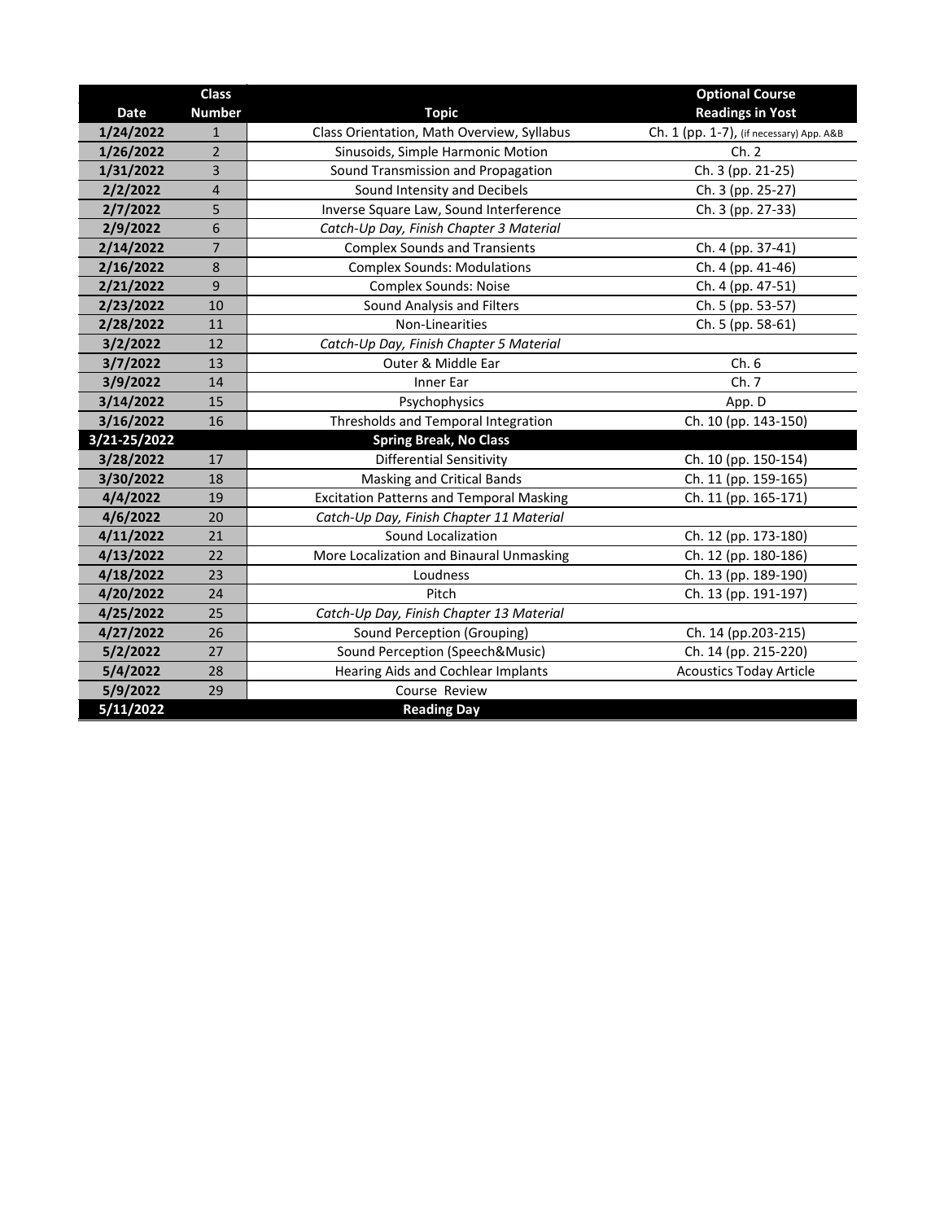| Date | Class Number | Topic | Optional Course Readings in Yost |
| --- | --- | --- | --- |
| 1/24/2022 | 1 | Class Orientation, Math Overview, Syllabus | Ch. 1 (pp. 1-7), (if necessary) App. A&B |
| 1/26/2022 | 2 | Sinusoids, Simple Harmonic Motion | Ch. 2 |
| 1/31/2022 | 3 | Sound Transmission and Propagation | Ch. 3 (pp. 21-25) |
| 2/2/2022 | 4 | Sound Intensity and Decibels | Ch. 3 (pp. 25-27) |
| 2/7/2022 | 5 | Inverse Square Law, Sound Interference | Ch. 3 (pp. 27-33) |
| 2/9/2022 | 6 | *Catch-Up Day, Finish Chapter 3 Material* | |
| 2/14/2022 | 7 | Complex Sounds and Transients | Ch. 4 (pp. 37-41) |
| 2/16/2022 | 8 | Complex Sounds: Modulations | Ch. 4 (pp. 41-46) |
| 2/21/2022 | 9 | Complex Sounds: Noise | Ch. 4 (pp. 47-51) |
| 2/23/2022 | 10 | Sound Analysis and Filters | Ch. 5 (pp. 53-57) |
| 2/28/2022 | 11 | Non-Linearities | Ch. 5 (pp. 58-61) |
| 3/2/2022 | 12 | *Catch-Up Day, Finish Chapter 5 Material* | |
| 3/7/2022 | 13 | Outer & Middle Ear | Ch. 6 |
| 3/9/2022 | 14 | Inner Ear | Ch. 7 |
| 3/14/2022 | 15 | Psychophysics | App. D |
| 3/16/2022 | 16 | Thresholds and Temporal Integration | Ch. 10 (pp. 143-150) |
| **3/21-25/2022** | | **Spring Break, No Class** | |
| 3/28/2022 | 17 | Differential Sensitivity | Ch. 10 (pp. 150-154) |
| 3/30/2022 | 18 | Masking and Critical Bands | Ch. 11 (pp. 159-165) |
| 4/4/2022 | 19 | Excitation Patterns and Temporal Masking | Ch. 11 (pp. 165-171) |
| 4/6/2022 | 20 | *Catch-Up Day, Finish Chapter 11 Material* | |
| 4/11/2022 | 21 | Sound Localization | Ch. 12 (pp. 173-180) |
| 4/13/2022 | 22 | More Localization and Binaural Unmasking | Ch. 12 (pp. 180-186) |
| 4/18/2022 | 23 | Loudness | Ch. 13 (pp. 189-190) |
| 4/20/2022 | 24 | Pitch | Ch. 13 (pp. 191-197) |
| 4/25/2022 | 25 | *Catch-Up Day, Finish Chapter 13 Material* | |
| 4/27/2022 | 26 | Sound Perception (Grouping) | Ch. 14 (pp.203-215) |
| 5/2/2022 | 27 | Sound Perception (Speech&Music) | Ch. 14 (pp. 215-220) |
| 5/4/2022 | 28 | Hearing Aids and Cochlear Implants | Acoustics Today Article |
| 5/9/2022 | 29 | Course Review | |
| **5/11/2022** | | **Reading Day** | |